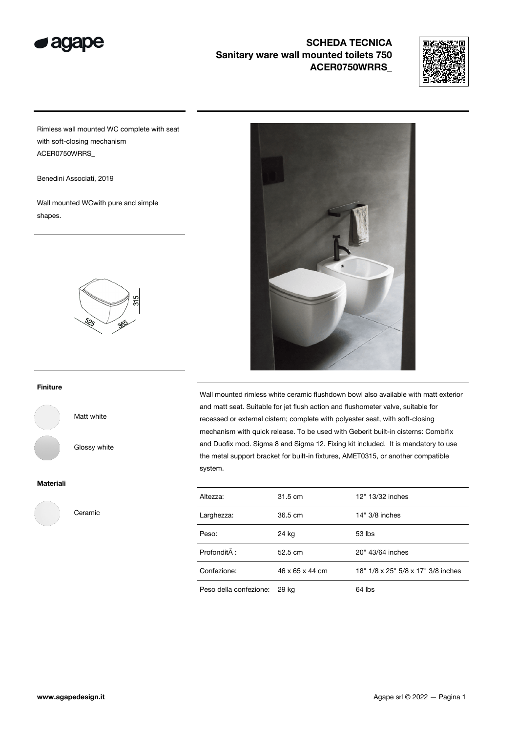# SCHEDA TECNICA
## Sanitary ware wall mounted toilets 750
## ACER0750WRRS_

Rimless wall mounted WC complete with seat with soft-closing mechanism ACER0750WRRS_

Benedini Associati, 2019

Wall mounted WCwith pure and simple shapes.

315

525

365

### Finiture

Matt white

Glossy white

### Materiali

Ceramic

Wall mounted rimless white ceramic flushdown bowl also available with matt exterior and matt seat. Suitable for jet flush action and flushometer valve, suitable for recessed or external cistern; complete with polyester seat, with soft-closing mechanism with quick release. To be used with Geberit built-in cisterns: Combifix and Duofix mod. Sigma 8 and Sigma 12. Fixing kit included. It is mandatory to use the metal support bracket for built-in fixtures, AMET0315, or another compatible system.

| | | |
|---|---|---|
| Altezza: | 31.5 cm | 12" 13/32 inches |
| Larghezza: | 36.5 cm | 14" 3/8 inches |
| Peso: | 24 kg | 53 lbs |
| ProfonditÃ : | 52.5 cm | 20" 43/64 inches |
| Confezione: | 46 x 65 x 44 cm | 18" 1/8 x 25" 5/8 x 17" 3/8 inches |
| Peso della confezione: | 29 kg | 64 lbs |

www.agapedesign.it

Agape srl © 2022 — Pagina 1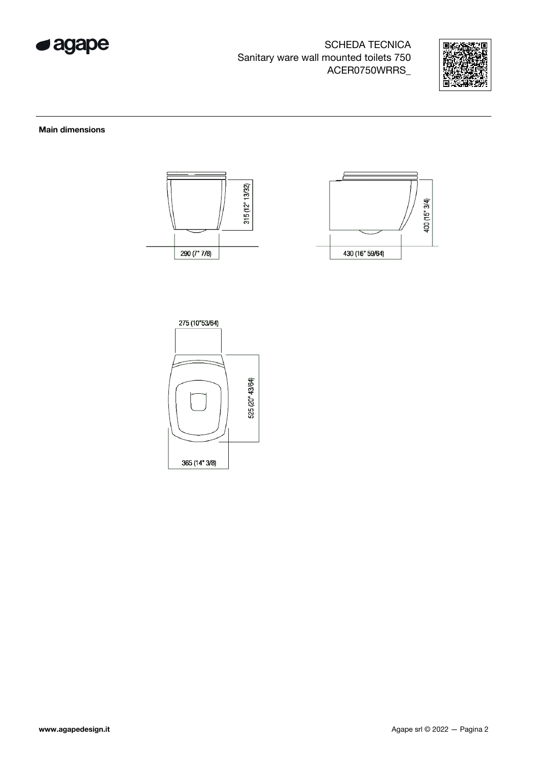SCHEDA TECNICA
Sanitary ware wall mounted toilets 750
ACER0750WRRS_

**Main dimensions**

315 (12" 13/32)

290 (7" 7/8)

400 (15" 3/4)

430 (16" 59/64)

275 (10"53/64)

525 (20" 43/64)

365 (14" 3/8)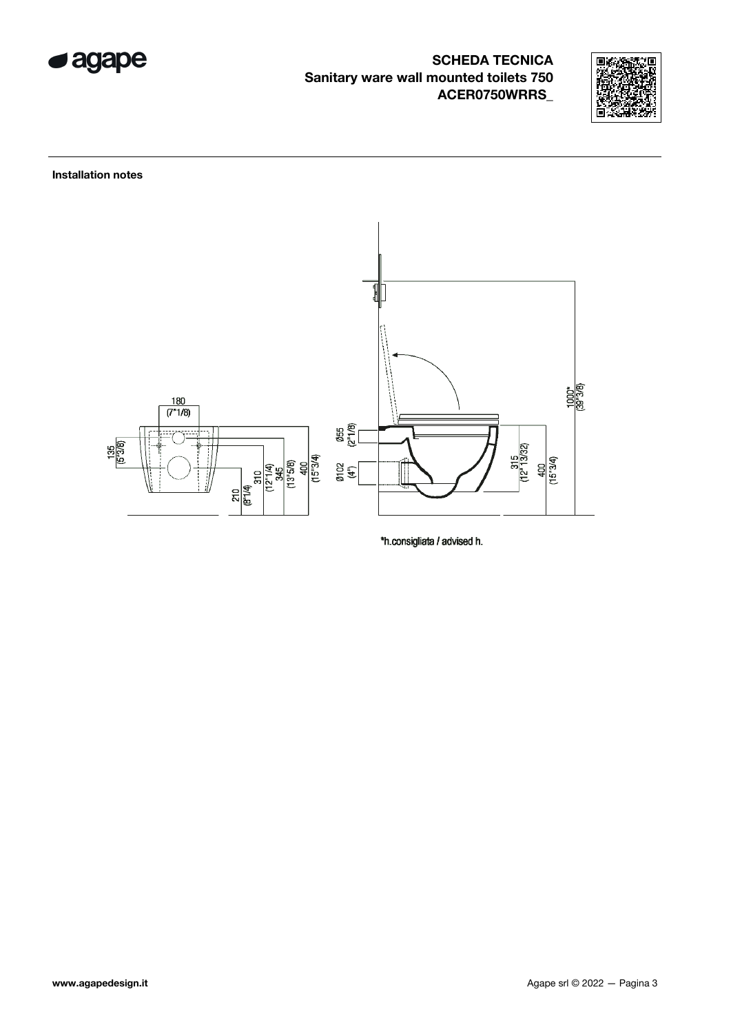# SCHEDA TECNICA
## Sanitary ware wall mounted toilets 750
## ACER0750WRRS_

### Installation notes

180
(7"1/8)
135
(5"3/8)
210
(8"1/4)
310
(12"1/4)
345
(13"5/8)
400
(15"3/4)
Ø55
(2"1/8)
Ø102
(4")
315
(12"13/32)
400
(15"3/4)
1000*
(39"3/8)

*h.consigliata / advised h.

www.agapedesign.it